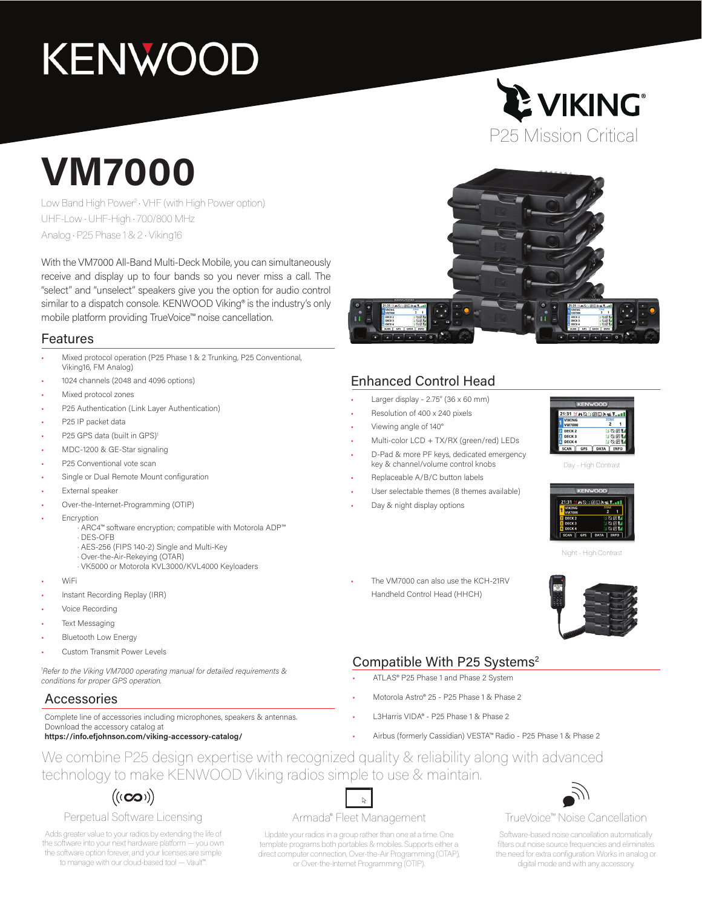# KENWOOD

VIKING®
P25 Mission Critical

# VM7000

Low Band High Power[2] · VHF (with High Power option)
UHF-Low · UHF-High · 700/800 MHz
Analog · P25 Phase 1 & 2 · Viking16

With the VM7000 All-Band Multi-Deck Mobile, you can simultaneously receive and display up to four bands so you never miss a call. The "select" and "unselect" speakers give you the option for audio control similar to a dispatch console. KENWOOD Viking® is the industry's only mobile platform providing TrueVoice™ noise cancellation.

## Features

- Mixed protocol operation (P25 Phase 1 & 2 Trunking, P25 Conventional, Viking16, FM Analog)
- 1024 channels (2048 and 4096 options)
- Mixed protocol zones
- P25 Authentication (Link Layer Authentication)
- P25 IP packet data
- P25 GPS data (built in GPS)[1]
- MDC-1200 & GE-Star signaling
- P25 Conventional vote scan
- Single or Dual Remote Mount configuration
- External speaker
- Over-the-Internet-Programming (OTIP)
- Encryption
  - ARC4™ software encryption; compatible with Motorola ADP™
  - DES-OFB
  - AES-256 (FIPS 140-2) Single and Multi-Key
  - Over-the-Air-Rekeying (OTAR)
  - VK5000 or Motorola KVL3000/KVL4000 Keyloaders
- WiFi
- Instant Recording Replay (IRR)
- Voice Recording
- Text Messaging
- Bluetooth Low Energy
- Custom Transmit Power Levels

*[1]Refer to the Viking VM7000 operating manual for detailed requirements & conditions for proper GPS operation.*

## Accessories

Complete line of accessories including microphones, speakers & antennas. Download the accessory catalog at
**https://info.efjohnson.com/viking-accessory-catalog/**

## Enhanced Control Head

- Larger display - 2.75" (36 x 60 mm)
- Resolution of 400 x 240 pixels
- Viewing angle of 140°
- Multi-color LCD + TX/RX (green/red) LEDs
- D-Pad & more PF keys, dedicated emergency key & channel/volume control knobs
- Replaceable A/B/C button labels
- User selectable themes (8 themes available)
- Day & night display options

Day - High Contrast

Night - High Contrast

- The VM7000 can also use the KCH-21RV Handheld Control Head (HHCH)

## Compatible With P25 Systems[2]

- ATLAS® P25 Phase 1 and Phase 2 System
- Motorola Astro® 25 - P25 Phase 1 & Phase 2
- L3Harris VIDA® - P25 Phase 1 & Phase 2
- Airbus (formerly Cassidian) VESTA™ Radio - P25 Phase 1 & Phase 2

We combine P25 design expertise with recognized quality & reliability along with advanced technology to make KENWOOD Viking radios simple to use & maintain.

### Perpetual Software Licensing

Adds greater value to your radios by extending the life of the software into your next hardware platform — you own the software option forever, and your licenses are simple to manage with our cloud-based tool — Vault™.

### Armada® Fleet Management

Update your radios in a group rather than one at a time. One template programs both portables & mobiles. Supports either a direct computer connection, Over-the-Air Programming (OTAP), or Over-the-Internet Programming (OTIP).

### TrueVoice™ Noise Cancellation

Software-based noise cancellation automatically filters out noise source frequencies and eliminates the need for extra configuration. Works in analog or digital mode and with any accessory.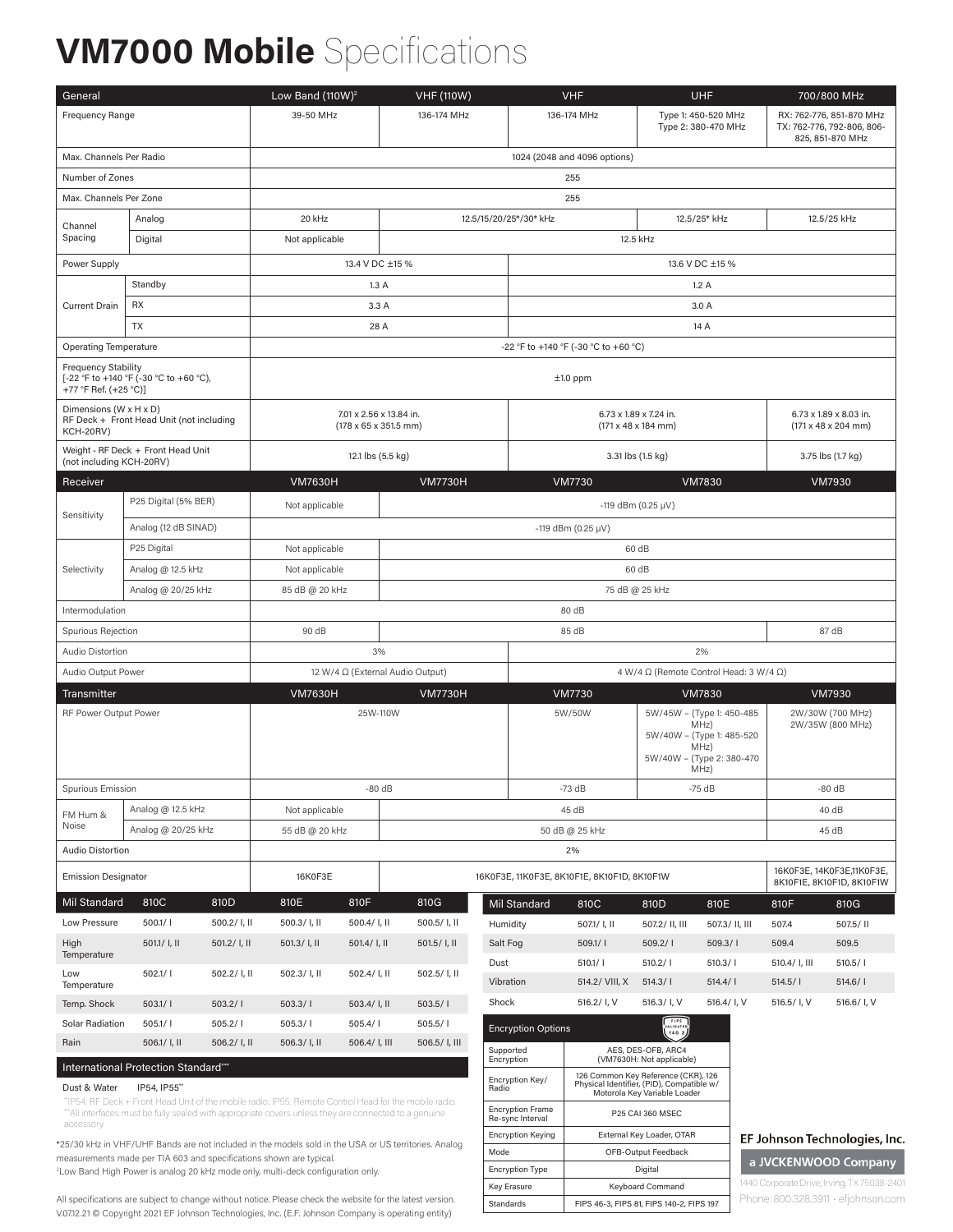# VM7000 Mobile Specifications

| General | | Low Band (110W)[2] | VHF (110W) | VHF | UHF | 700/800 MHz |
|---|---|---|---|---|---|---|
| Frequency Range | | 39-50 MHz | 136-174 MHz | 136-174 MHz | Type 1: 450-520 MHz Type 2: 380-470 MHz | RX: 762-776, 851-870 MHz TX: 762-776, 792-806, 806-825, 851-870 MHz |
| Max. Channels Per Radio | | 1024 (2048 and 4096 options) | | | | |
| Number of Zones | | 255 | | | | |
| Max. Channels Per Zone | | 255 | | | | |
| Channel Spacing | Analog | 20 kHz | 12.5/15/20/25*/30* kHz | | 12.5/25* kHz | 12.5/25 kHz |
| | Digital | Not applicable | 12.5 kHz | | | |
| Power Supply | | 13.4 V DC ±15 % | | 13.6 V DC ±15 % | | |
| Current Drain | Standby | 1.3 A | | 1.2 A | | |
| | RX | 3.3 A | | 3.0 A | | |
| | TX | 28 A | | 14 A | | |
| Operating Temperature | | -22 °F to +140 °F (-30 °C to +60 °C) | | | | |
| Frequency Stability [-22 °F to +140 °F (-30 °C to +60 °C), +77 °F Ref. (+25 °C)] | | ±1.0 ppm | | | | |
| Dimensions (W x H x D) RF Deck + Front Head Unit (not including KCH-20RV) | | 7.01 x 2.56 x 13.84 in. (178 x 65 x 351.5 mm) | | 6.73 x 1.89 x 7.24 in. (171 x 48 x 184 mm) | | 6.73 x 1.89 x 8.03 in. (171 x 48 x 204 mm) |
| Weight - RF Deck + Front Head Unit (not including KCH-20RV) | | 12.1 lbs (5.5 kg) | | 3.31 lbs (1.5 kg) | | 3.75 lbs (1.7 kg) |
| **Receiver** | | **VM7630H** | **VM7730H** | **VM7730** | **VM7830** | **VM7930** |
| Sensitivity | P25 Digital (5% BER) | Not applicable | -119 dBm (0.25 µV) | | | |
| | Analog (12 dB SINAD) | -119 dBm (0.25 µV) | | | | |
| Selectivity | P25 Digital | Not applicable | 60 dB | | | |
| | Analog @ 12.5 kHz | Not applicable | 60 dB | | | |
| | Analog @ 20/25 kHz | 85 dB @ 20 kHz | 75 dB @ 25 kHz | | | |
| Intermodulation | | 80 dB | | | | |
| Spurious Rejection | | 90 dB | 85 dB | | | 87 dB |
| Audio Distortion | | 3% | | 2% | | |
| Audio Output Power | | 12 W/4 Ω (External Audio Output) | | 4 W/4 Ω (Remote Control Head: 3 W/4 Ω) | | |
| **Transmitter** | | **VM7630H** | **VM7730H** | **VM7730** | **VM7830** | **VM7930** |
| RF Power Output Power | | 25W-110W | | 5W/50W | 5W/45W – (Type 1: 450-485 MHz) 5W/40W – (Type 1: 485-520 MHz) 5W/40W – (Type 2: 380-470 MHz) | 2W/30W (700 MHz) 2W/35W (800 MHz) |
| Spurious Emission | | -80 dB | | -73 dB | -75 dB | -80 dB |
| FM Hum & Noise | Analog @ 12.5 kHz | Not applicable | 45 dB | | | 40 dB |
| | Analog @ 20/25 kHz | 55 dB @ 20 kHz | 50 dB @ 25 kHz | | | 45 dB |
| Audio Distortion | | 2% | | | | |
| Emission Designator | | 16K0F3E | 16K0F3E, 11K0F3E, 8K10F1E, 8K10F1D, 8K10F1W | | | 16K0F3E, 14K0F3E,11K0F3E, 8K10F1E, 8K10F1D, 8K10F1W |

| Mil Standard | 810C | 810D | 810E | 810F | 810G |
|---|---|---|---|---|---|
| Low Pressure | 500.1/ I | 500.2/ I, II | 500.3/ I, II | 500.4/ I, II | 500.5/ I, II |
| High Temperature | 501.1/ I, II | 501.2/ I, II | 501.3/ I, II | 501.4/ I, II | 501.5/ I, II |
| Low Temperature | 502.1/ I | 502.2/ I, II | 502.3/ I, II | 502.4/ I, II | 502.5/ I, II |
| Temp. Shock | 503.1/ I | 503.2/ I | 503.3/ I | 503.4/ I, II | 503.5/ I |
| Solar Radiation | 505.1/ I | 505.2/ I | 505.3/ I | 505.4/ I | 505.5/ I |
| Rain | 506.1/ I, II | 506.2/ I, II | 506.3/ I, II | 506.4/ I, III | 506.5/ I, III |

| Mil Standard | 810C | 810D | 810E | 810F | 810G |
|---|---|---|---|---|---|
| Humidity | 507.1/ I, II | 507.2/ II, III | 507.3/ II, III | 507.4 | 507.5/ II |
| Salt Fog | 509.1/ I | 509.2/ I | 509.3/ I | 509.4 | 509.5 |
| Dust | 510.1/ I | 510.2/ I | 510.3/ I | 510.4/ I, III | 510.5/ I |
| Vibration | 514.2/ VIII, X | 514.3/ I | 514.4/ I | 514.5/ I | 514.6/ I |
| Shock | 516.2/ I, V | 516.3/ I, V | 516.4/ I, V | 516.5/ I, V | 516.6/ I, V |

## International Protection Standard***

Dust & Water IP54, IP55**

**IP54: RF Deck + Front Head Unit of the mobile radio; IP55: Remote Control Head for the mobile radio.
***All interfaces must be fully sealed with appropriate covers unless they are connected to a genuine accessory.

| Encryption Options | FIPS VALIDATED 140-2 |
|---|---|
| Supported Encryption | AES, DES-OFB, ARC4 (VM7630H: Not applicable) |
| Encryption Key/Radio | 126 Common Key Reference (CKR), 126 Physical Identifier, (PID), Compatible w/ Motorola Key Variable Loader |
| Encryption Frame Re-sync Interval | P25 CAI 360 MSEC |
| Encryption Keying | External Key Loader, OTAR |
| Mode | OFB-Output Feedback |
| Encryption Type | Digital |
| Key Erasure | Keyboard Command |
| Standards | FIPS 46-3, FIPS 81, FIPS 140-2, FIPS 197 |

*25/30 kHz in VHF/UHF Bands are not included in the models sold in the USA or US territories. Analog measurements made per TIA 603 and specifications shown are typical.
[2]Low Band High Power is analog 20 kHz mode only, multi-deck configuration only.

All specifications are subject to change without notice. Please check the website for the latest version.
V.07.12.21 © Copyright 2021 EF Johnson Technologies, Inc. (E.F. Johnson Company is operating entity)

**EF Johnson Technologies, Inc.**
a JVCKENWOOD Company
1440 Corporate Drive, Irving, TX 75038-2401
Phone: 800.328.3911 · efjohnson.com